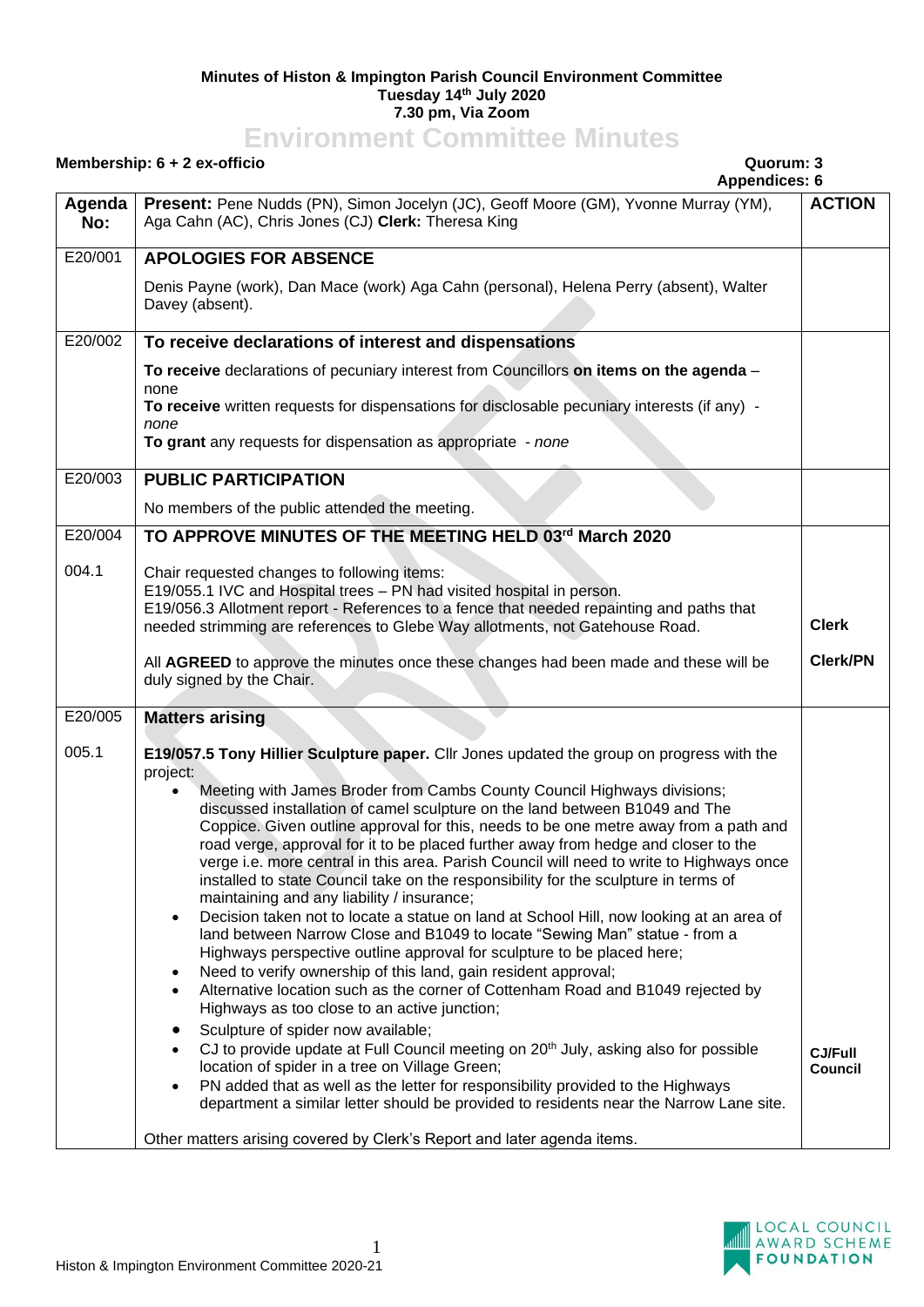**Minutes of Histon & Impington Parish Council Environment Committee**
**Tuesday 14th July 2020**
**7.30 pm, Via Zoom**

# Environment Committee Minutes

**Membership: 6 + 2 ex-officio** — **Quorum: 3**
**Appendices: 6**

| Agenda No: | **Present:** Pene Nudds (PN), Simon Jocelyn (JC), Geoff Moore (GM), Yvonne Murray (YM), Aga Cahn (AC), Chris Jones (CJ) **Clerk:** Theresa King | ACTION |
|---|---|---|
| E20/001 | **APOLOGIES FOR ABSENCE**<br><br>Denis Payne (work), Dan Mace (work) Aga Cahn (personal), Helena Perry (absent), Walter Davey (absent). | |
| E20/002 | **To receive declarations of interest and dispensations**<br><br>**To receive** declarations of pecuniary interest from Councillors **on items on the agenda** – none<br>**To receive** written requests for dispensations for disclosable pecuniary interests (if any) - *none*<br>**To grant** any requests for dispensation as appropriate - *none* | |
| E20/003 | **PUBLIC PARTICIPATION**<br><br>No members of the public attended the meeting. | |
| E20/004 | **TO APPROVE MINUTES OF THE MEETING HELD 03rd March 2020** | |
| 004.1 | Chair requested changes to following items:<br>E19/055.1 IVC and Hospital trees – PN had visited hospital in person.<br>E19/056.3 Allotment report - References to a fence that needed repainting and paths that needed strimming are references to Glebe Way allotments, not Gatehouse Road.<br><br>All **AGREED** to approve the minutes once these changes had been made and these will be duly signed by the Chair. | **Clerk**<br><br>**Clerk/PN** |
| E20/005 | **Matters arising** | |
| 005.1 | **E19/057.5 Tony Hillier Sculpture paper.** Cllr Jones updated the group on progress with the project:<br>• Meeting with James Broder from Cambs County Council Highways divisions; discussed installation of camel sculpture on the land between B1049 and The Coppice. Given outline approval for this, needs to be one metre away from a path and road verge, approval for it to be placed further away from hedge and closer to the verge i.e. more central in this area. Parish Council will need to write to Highways once installed to state Council take on the responsibility for the sculpture in terms of maintaining and any liability / insurance;<br>• Decision taken not to locate a statue on land at School Hill, now looking at an area of land between Narrow Close and B1049 to locate "Sewing Man" statue - from a Highways perspective outline approval for sculpture to be placed here;<br>• Need to verify ownership of this land, gain resident approval;<br>• Alternative location such as the corner of Cottenham Road and B1049 rejected by Highways as too close to an active junction;<br>• Sculpture of spider now available;<br>• CJ to provide update at Full Council meeting on 20th July, asking also for possible location of spider in a tree on Village Green;<br>• PN added that as well as the letter for responsibility provided to the Highways department a similar letter should be provided to residents near the Narrow Lane site.<br><br>Other matters arising covered by Clerk's Report and later agenda items. | **CJ/Full Council** |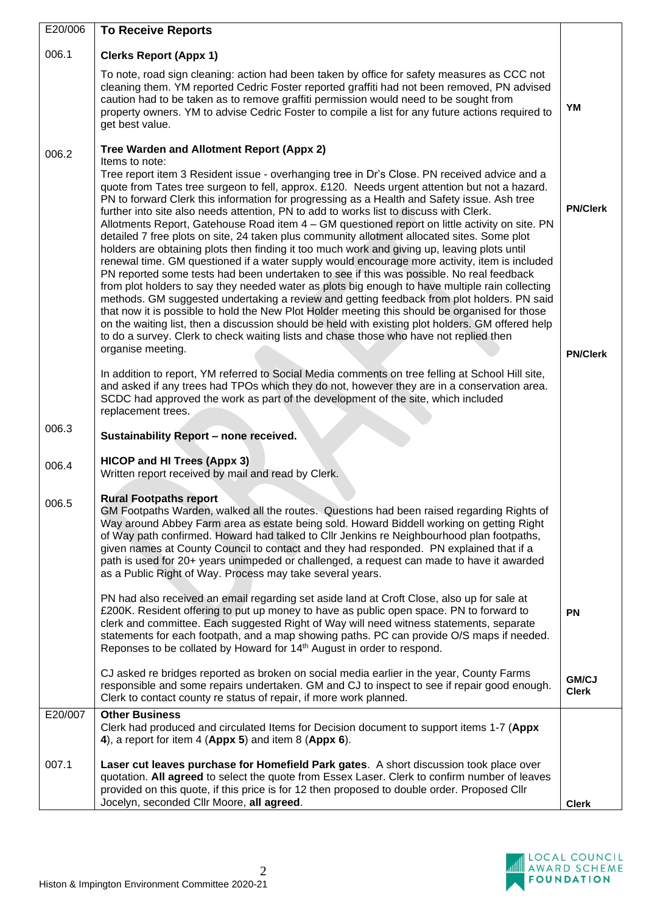| | | |
|---|---|---|
| E20/006 | **To Receive Reports** | |
| 006.1 | **Clerks Report (Appx 1)**<br><br>To note, road sign cleaning: action had been taken by office for safety measures as CCC not cleaning them. YM reported Cedric Foster reported graffiti had not been removed, PN advised caution had to be taken as to remove graffiti permission would need to be sought from property owners. YM to advise Cedric Foster to compile a list for any future actions required to get best value. | **YM** |
| 006.2 | **Tree Warden and Allotment Report (Appx 2)**<br>Items to note:<br>Tree report item 3 Resident issue - overhanging tree in Dr's Close. PN received advice and a quote from Tates tree surgeon to fell, approx. £120. Needs urgent attention but not a hazard. PN to forward Clerk this information for progressing as a Health and Safety issue. Ash tree further into site also needs attention, PN to add to works list to discuss with Clerk.<br>Allotments Report, Gatehouse Road item 4 – GM questioned report on little activity on site. PN detailed 7 free plots on site, 24 taken plus community allotment allocated sites. Some plot holders are obtaining plots then finding it too much work and giving up, leaving plots until renewal time. GM questioned if a water supply would encourage more activity, item is included PN reported some tests had been undertaken to see if this was possible. No real feedback from plot holders to say they needed water as plots big enough to have multiple rain collecting methods. GM suggested undertaking a review and getting feedback from plot holders. PN said that now it is possible to hold the New Plot Holder meeting this should be organised for those on the waiting list, then a discussion should be held with existing plot holders. GM offered help to do a survey. Clerk to check waiting lists and chase those who have not replied then organise meeting.<br><br>In addition to report, YM referred to Social Media comments on tree felling at School Hill site, and asked if any trees had TPOs which they do not, however they are in a conservation area. SCDC had approved the work as part of the development of the site, which included replacement trees. | **PN/Clerk**<br><br>**PN/Clerk** |
| 006.3 | **Sustainability Report – none received.** | |
| 006.4 | **HICOP and HI Trees (Appx 3)**<br>Written report received by mail and read by Clerk. | |
| 006.5 | **Rural Footpaths report**<br>GM Footpaths Warden, walked all the routes. Questions had been raised regarding Rights of Way around Abbey Farm area as estate being sold. Howard Biddell working on getting Right of Way path confirmed. Howard had talked to Cllr Jenkins re Neighbourhood plan footpaths, given names at County Council to contact and they had responded. PN explained that if a path is used for 20+ years unimpeded or challenged, a request can made to have it awarded as a Public Right of Way. Process may take several years.<br><br>PN had also received an email regarding set aside land at Croft Close, also up for sale at £200K. Resident offering to put up money to have as public open space. PN to forward to clerk and committee. Each suggested Right of Way will need witness statements, separate statements for each footpath, and a map showing paths. PC can provide O/S maps if needed. Reponses to be collated by Howard for 14th August in order to respond.<br><br>CJ asked re bridges reported as broken on social media earlier in the year, County Farms responsible and some repairs undertaken. GM and CJ to inspect to see if repair good enough. Clerk to contact county re status of repair, if more work planned. | **PN**<br><br>**GM/CJ**<br>**Clerk** |
| E20/007 | **Other Business**<br>Clerk had produced and circulated Items for Decision document to support items 1-7 (**Appx 4**), a report for item 4 (**Appx 5**) and item 8 (**Appx 6**). | |
| 007.1 | **Laser cut leaves purchase for Homefield Park gates**. A short discussion took place over quotation. **All agreed** to select the quote from Essex Laser. Clerk to confirm number of leaves provided on this quote, if this price is for 12 then proposed to double order. Proposed Cllr Jocelyn, seconded Cllr Moore, **all agreed**. | **Clerk** |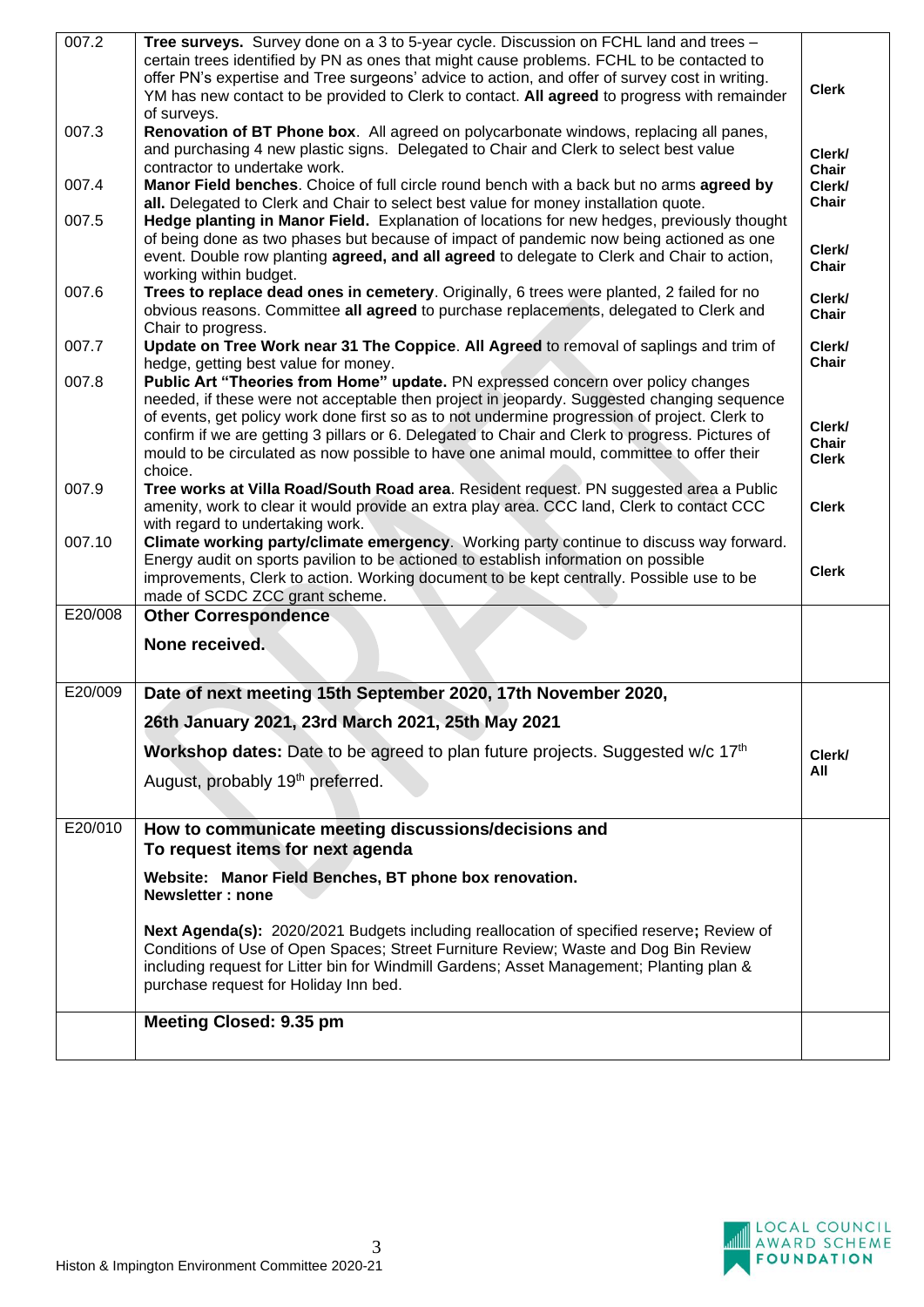| | | |
|---|---|---|
| 007.2 | **Tree surveys.** Survey done on a 3 to 5-year cycle. Discussion on FCHL land and trees – certain trees identified by PN as ones that might cause problems. FCHL to be contacted to offer PN's expertise and Tree surgeons' advice to action, and offer of survey cost in writing. YM has new contact to be provided to Clerk to contact. **All agreed** to progress with remainder of surveys. | **Clerk** |
| 007.3 | **Renovation of BT Phone box**. All agreed on polycarbonate windows, replacing all panes, and purchasing 4 new plastic signs. Delegated to Chair and Clerk to select best value contractor to undertake work. | **Clerk/ Chair** |
| 007.4 | **Manor Field benches**. Choice of full circle round bench with a back but no arms **agreed by all.** Delegated to Clerk and Chair to select best value for money installation quote. | **Clerk/ Chair** |
| 007.5 | **Hedge planting in Manor Field.** Explanation of locations for new hedges, previously thought of being done as two phases but because of impact of pandemic now being actioned as one event. Double row planting **agreed, and all agreed** to delegate to Clerk and Chair to action, working within budget. | **Clerk/ Chair** |
| 007.6 | **Trees to replace dead ones in cemetery**. Originally, 6 trees were planted, 2 failed for no obvious reasons. Committee **all agreed** to purchase replacements, delegated to Clerk and Chair to progress. | **Clerk/ Chair** |
| 007.7 | **Update on Tree Work near 31 The Coppice**. **All Agreed** to removal of saplings and trim of hedge, getting best value for money. | **Clerk/ Chair** |
| 007.8 | **Public Art "Theories from Home" update.** PN expressed concern over policy changes needed, if these were not acceptable then project in jeopardy. Suggested changing sequence of events, get policy work done first so as to not undermine progression of project. Clerk to confirm if we are getting 3 pillars or 6. Delegated to Chair and Clerk to progress. Pictures of mould to be circulated as now possible to have one animal mould, committee to offer their choice. | **Clerk/ Chair Clerk** |
| 007.9 | **Tree works at Villa Road/South Road area**. Resident request. PN suggested area a Public amenity, work to clear it would provide an extra play area. CCC land, Clerk to contact CCC with regard to undertaking work. | **Clerk** |
| 007.10 | **Climate working party/climate emergency**. Working party continue to discuss way forward. Energy audit on sports pavilion to be actioned to establish information on possible improvements, Clerk to action. Working document to be kept centrally. Possible use to be made of SCDC ZCC grant scheme. | **Clerk** |
| E20/008 | **Other Correspondence**<br><br>**None received.** | |
| E20/009 | **Date of next meeting 15th September 2020, 17th November 2020,**<br><br>**26th January 2021, 23rd March 2021, 25th May 2021**<br><br>**Workshop dates:** Date to be agreed to plan future projects. Suggested w/c 17th August, probably 19th preferred. | **Clerk/ All** |
| E20/010 | **How to communicate meeting discussions/decisions and To request items for next agenda**<br><br>**Website: Manor Field Benches, BT phone box renovation.**<br>**Newsletter : none**<br><br>**Next Agenda(s):** 2020/2021 Budgets including reallocation of specified reserve**;** Review of Conditions of Use of Open Spaces; Street Furniture Review; Waste and Dog Bin Review including request for Litter bin for Windmill Gardens; Asset Management; Planting plan & purchase request for Holiday Inn bed. | |
| | **Meeting Closed: 9.35 pm** | |

Histon & Impington Environment Committee 2020-21